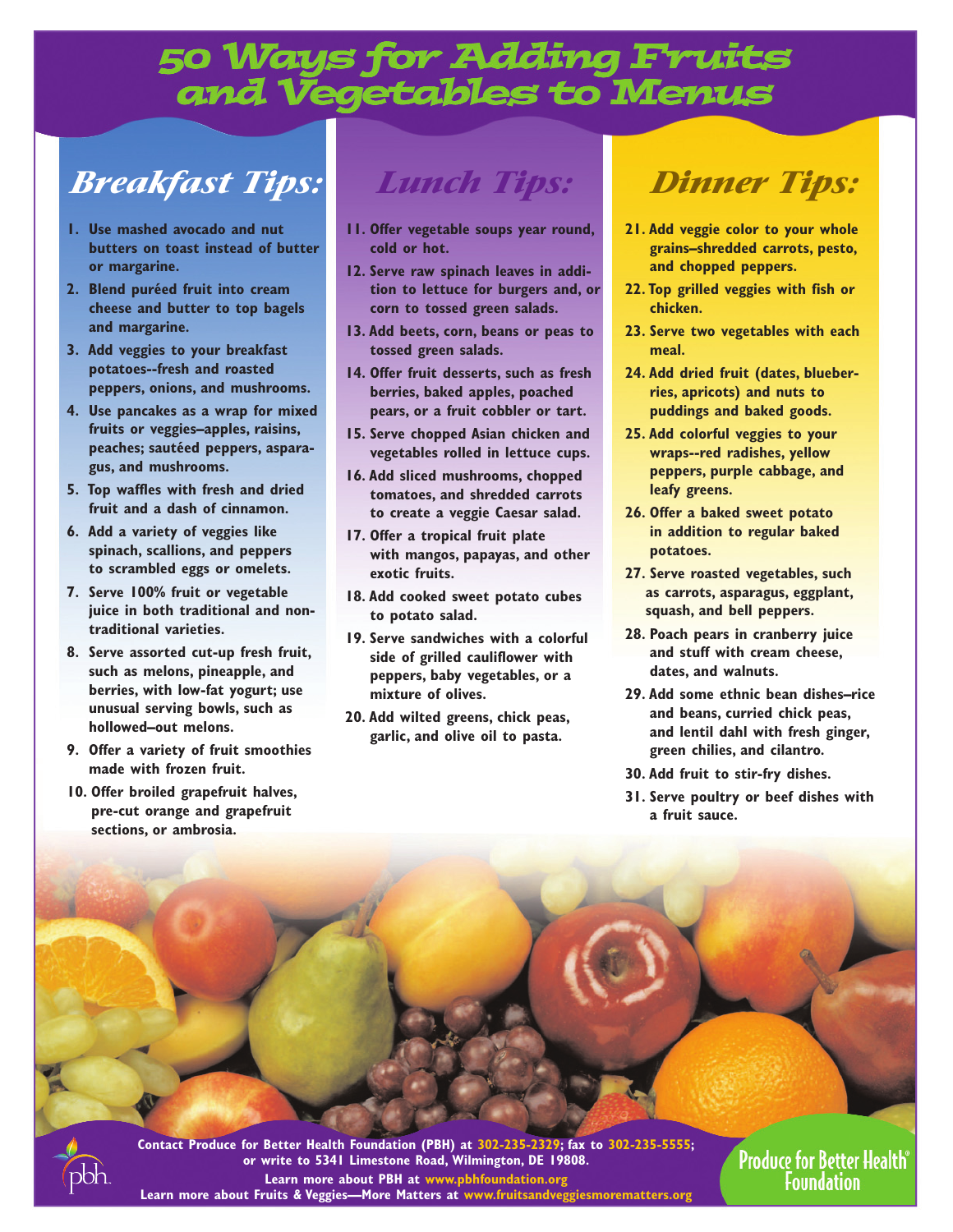# 50 Ways for Adding Fruits and Vegetables to Menus

## Breakfast Tips:

1. Use mashed avocado and nut butters on toast instead of butter or margarine.
2. Blend puréed fruit into cream cheese and butter to top bagels and margarine.
3. Add veggies to your breakfast potatoes--fresh and roasted peppers, onions, and mushrooms.
4. Use pancakes as a wrap for mixed fruits or veggies–apples, raisins, peaches; sautéed peppers, asparagus, and mushrooms.
5. Top waffles with fresh and dried fruit and a dash of cinnamon.
6. Add a variety of veggies like spinach, scallions, and peppers to scrambled eggs or omelets.
7. Serve 100% fruit or vegetable juice in both traditional and non-traditional varieties.
8. Serve assorted cut-up fresh fruit, such as melons, pineapple, and berries, with low-fat yogurt; use unusual serving bowls, such as hollowed–out melons.
9. Offer a variety of fruit smoothies made with frozen fruit.
10. Offer broiled grapefruit halves, pre-cut orange and grapefruit sections, or ambrosia.

## Lunch Tips:

11. Offer vegetable soups year round, cold or hot.
12. Serve raw spinach leaves in addition to lettuce for burgers and, or corn to tossed green salads.
13. Add beets, corn, beans or peas to tossed green salads.
14. Offer fruit desserts, such as fresh berries, baked apples, poached pears, or a fruit cobbler or tart.
15. Serve chopped Asian chicken and vegetables rolled in lettuce cups.
16. Add sliced mushrooms, chopped tomatoes, and shredded carrots to create a veggie Caesar salad.
17. Offer a tropical fruit plate with mangos, papayas, and other exotic fruits.
18. Add cooked sweet potato cubes to potato salad.
19. Serve sandwiches with a colorful side of grilled cauliflower with peppers, baby vegetables, or a mixture of olives.
20. Add wilted greens, chick peas, garlic, and olive oil to pasta.

## Dinner Tips:

21. Add veggie color to your whole grains–shredded carrots, pesto, and chopped peppers.
22. Top grilled veggies with fish or chicken.
23. Serve two vegetables with each meal.
24. Add dried fruit (dates, blueberries, apricots) and nuts to puddings and baked goods.
25. Add colorful veggies to your wraps--red radishes, yellow peppers, purple cabbage, and leafy greens.
26. Offer a baked sweet potato in addition to regular baked potatoes.
27. Serve roasted vegetables, such as carrots, asparagus, eggplant, squash, and bell peppers.
28. Poach pears in cranberry juice and stuff with cream cheese, dates, and walnuts.
29. Add some ethnic bean dishes–rice and beans, curried chick peas, and lentil dahl with fresh ginger, green chilies, and cilantro.
30. Add fruit to stir-fry dishes.
31. Serve poultry or beef dishes with a fruit sauce.

**Contact Produce for Better Health Foundation (PBH) at 302-235-2329; fax to 302-235-5555; or write to 5341 Limestone Road, Wilmington, DE 19808.**

**Learn more about PBH at www.pbhfoundation.org**

**Learn more about Fruits & Veggies—More Matters at www.fruitsandveggiesmorematters.org**

Produce for Better Health® Foundation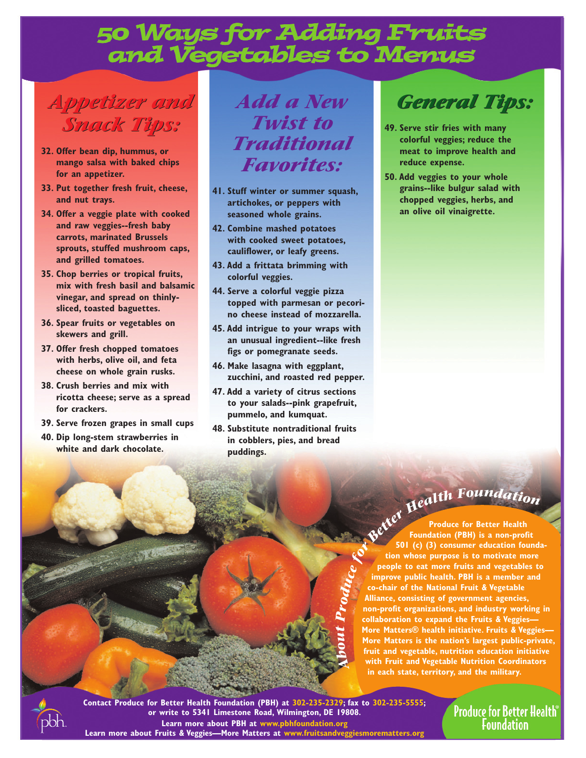# 50 Ways for Adding Fruits and Vegetables to Menus

## Appetizer and Snack Tips:

32. Offer bean dip, hummus, or mango salsa with baked chips for an appetizer.
33. Put together fresh fruit, cheese, and nut trays.
34. Offer a veggie plate with cooked and raw veggies--fresh baby carrots, marinated Brussels sprouts, stuffed mushroom caps, and grilled tomatoes.
35. Chop berries or tropical fruits, mix with fresh basil and balsamic vinegar, and spread on thinly-sliced, toasted baguettes.
36. Spear fruits or vegetables on skewers and grill.
37. Offer fresh chopped tomatoes with herbs, olive oil, and feta cheese on whole grain rusks.
38. Crush berries and mix with ricotta cheese; serve as a spread for crackers.
39. Serve frozen grapes in small cups
40. Dip long-stem strawberries in white and dark chocolate.

## Add a New Twist to Traditional Favorites:

41. Stuff winter or summer squash, artichokes, or peppers with seasoned whole grains.
42. Combine mashed potatoes with cooked sweet potatoes, cauliflower, or leafy greens.
43. Add a frittata brimming with colorful veggies.
44. Serve a colorful veggie pizza topped with parmesan or pecorino cheese instead of mozzarella.
45. Add intrigue to your wraps with an unusual ingredient--like fresh figs or pomegranate seeds.
46. Make lasagna with eggplant, zucchini, and roasted red pepper.
47. Add a variety of citrus sections to your salads--pink grapefruit, pummelo, and kumquat.
48. Substitute nontraditional fruits in cobblers, pies, and bread puddings.

## General Tips:

49. Serve stir fries with many colorful veggies; reduce the meat to improve health and reduce expense.
50. Add veggies to your whole grains--like bulgur salad with chopped veggies, herbs, and an olive oil vinaigrette.

## About Produce for Better Health Foundation

Produce for Better Health Foundation (PBH) is a non-profit 501 (c) (3) consumer education foundation whose purpose is to motivate more people to eat more fruits and vegetables to improve public health. PBH is a member and co-chair of the National Fruit & Vegetable Alliance, consisting of government agencies, non-profit organizations, and industry working in collaboration to expand the Fruits & Veggies—More Matters® health initiative. Fruits & Veggies—More Matters is the nation's largest public-private, fruit and vegetable, nutrition education initiative with Fruit and Vegetable Nutrition Coordinators in each state, territory, and the military.

Contact Produce for Better Health Foundation (PBH) at 302-235-2329; fax to 302-235-5555; or write to 5341 Limestone Road, Wilmington, DE 19808.
Learn more about PBH at www.pbhfoundation.org
Learn more about Fruits & Veggies—More Matters at www.fruitsandveggiesmorematters.org

Produce for Better Health® Foundation